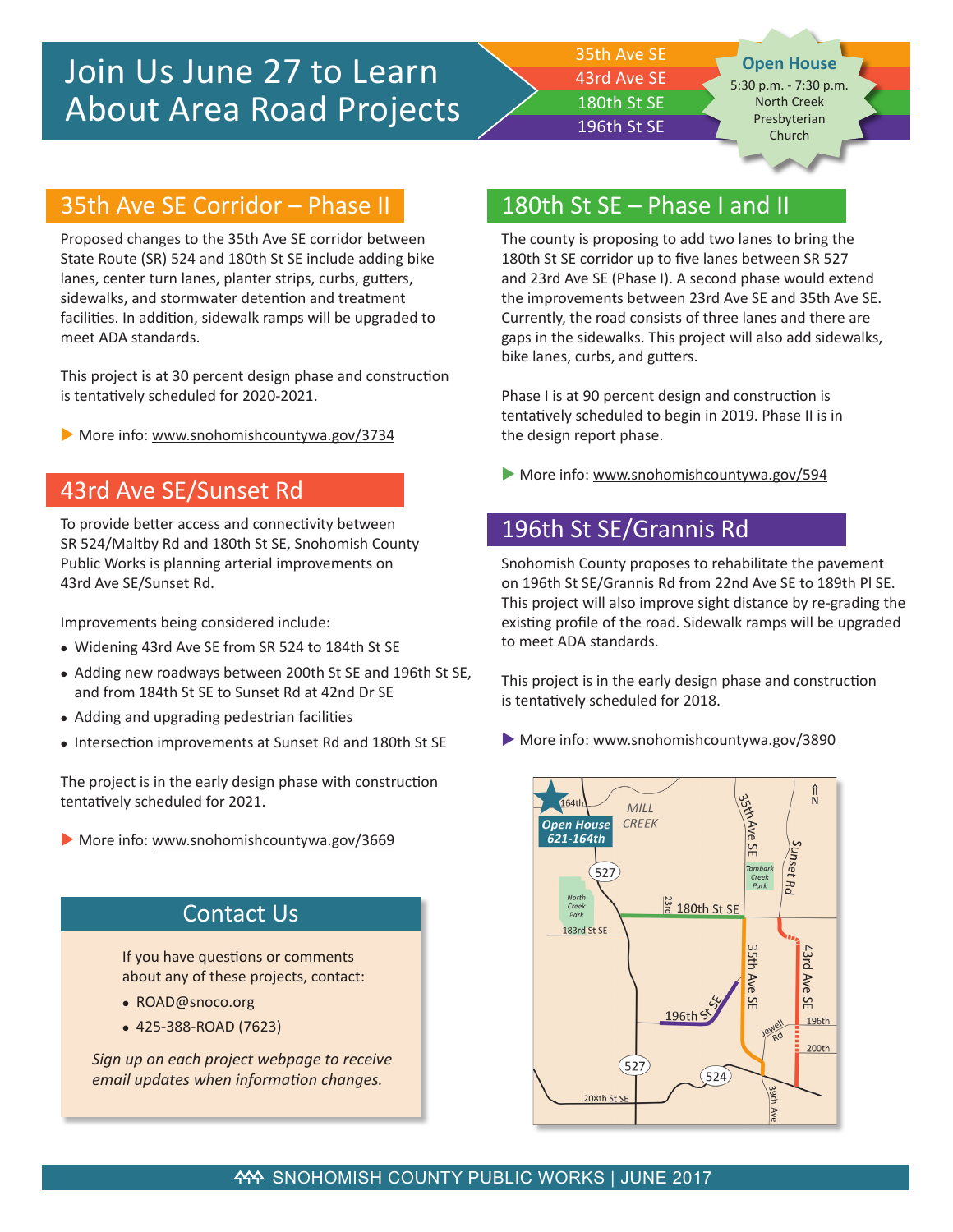# Join Us June 27 to Learn About Area Road Projects

35th Ave SE
43rd Ave SE
180th St SE
196th St SE

**Open House**
5:30 p.m. - 7:30 p.m.
North Creek Presbyterian Church

## 35th Ave SE Corridor – Phase II

Proposed changes to the 35th Ave SE corridor between State Route (SR) 524 and 180th St SE include adding bike lanes, center turn lanes, planter strips, curbs, gutters, sidewalks, and stormwater detention and treatment facilities. In addition, sidewalk ramps will be upgraded to meet ADA standards.

This project is at 30 percent design phase and construction is tentatively scheduled for 2020-2021.

▶ More info: www.snohomishcountywa.gov/3734

## 43rd Ave SE/Sunset Rd

To provide better access and connectivity between SR 524/Maltby Rd and 180th St SE, Snohomish County Public Works is planning arterial improvements on 43rd Ave SE/Sunset Rd.

Improvements being considered include:

- Widening 43rd Ave SE from SR 524 to 184th St SE
- Adding new roadways between 200th St SE and 196th St SE, and from 184th St SE to Sunset Rd at 42nd Dr SE
- Adding and upgrading pedestrian facilities
- Intersection improvements at Sunset Rd and 180th St SE

The project is in the early design phase with construction tentatively scheduled for 2021.

▶ More info: www.snohomishcountywa.gov/3669

## Contact Us

If you have questions or comments about any of these projects, contact:

- ROAD@snoco.org
- 425-388-ROAD (7623)

*Sign up on each project webpage to receive email updates when information changes.*

## 180th St SE – Phase I and II

The county is proposing to add two lanes to bring the 180th St SE corridor up to five lanes between SR 527 and 23rd Ave SE (Phase I). A second phase would extend the improvements between 23rd Ave SE and 35th Ave SE. Currently, the road consists of three lanes and there are gaps in the sidewalks. This project will also add sidewalks, bike lanes, curbs, and gutters.

Phase I is at 90 percent design and construction is tentatively scheduled to begin in 2019. Phase II is in the design report phase.

▶ More info: www.snohomishcountywa.gov/594

## 196th St SE/Grannis Rd

Snohomish County proposes to rehabilitate the pavement on 196th St SE/Grannis Rd from 22nd Ave SE to 189th Pl SE. This project will also improve sight distance by re-grading the existing profile of the road. Sidewalk ramps will be upgraded to meet ADA standards.

This project is in the early design phase and construction is tentatively scheduled for 2018.

▶ More info: www.snohomishcountywa.gov/3890

SNOHOMISH COUNTY PUBLIC WORKS | JUNE 2017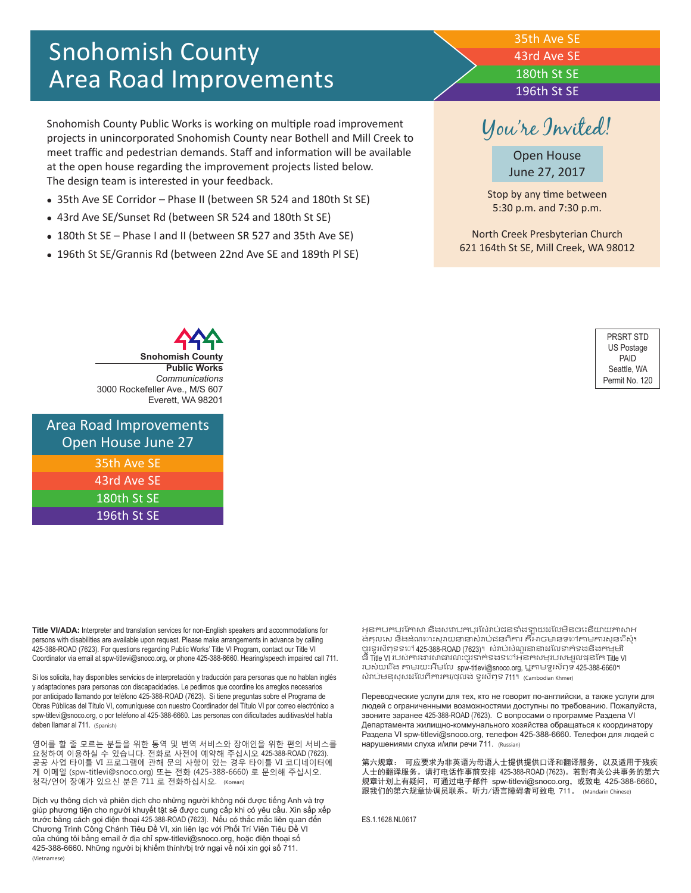# Snohomish County Area Road Improvements

35th Ave SE
43rd Ave SE
180th St SE
196th St SE

Snohomish County Public Works is working on multiple road improvement projects in unincorporated Snohomish County near Bothell and Mill Creek to meet traffic and pedestrian demands. Staff and information will be available at the open house regarding the improvement projects listed below. The design team is interested in your feedback.

- 35th Ave SE Corridor – Phase II (between SR 524 and 180th St SE)
- 43rd Ave SE/Sunset Rd (between SR 524 and 180th St SE)
- 180th St SE – Phase I and II (between SR 527 and 35th Ave SE)
- 196th St SE/Grannis Rd (between 22nd Ave SE and 189th Pl SE)

## You're Invited!

Open House
June 27, 2017

Stop by any time between
5:30 p.m. and 7:30 p.m.

North Creek Presbyterian Church
621 164th St SE, Mill Creek, WA 98012

**Snohomish County**
**Public Works**
*Communications*
3000 Rockefeller Ave., M/S 607
Everett, WA 98201

PRSRT STD
US Postage
PAID
Seattle, WA
Permit No. 120

Area Road Improvements
Open House June 27

35th Ave SE
43rd Ave SE
180th St SE
196th St SE

**Title VI/ADA:** Interpreter and translation services for non-English speakers and accommodations for persons with disabilities are available upon request. Please make arrangements in advance by calling 425-388-ROAD (7623). For questions regarding Public Works' Title VI Program, contact our Title VI Coordinator via email at spw-titlevi@snoco.org, or phone 425-388-6660. Hearing/speech impaired call 711.

Si los solicita, hay disponibles servicios de interpretación y traducción para personas que no hablan inglés y adaptaciones para personas con discapacidades. Le pedimos que coordine los arreglos necesarios por anticipado llamando por teléfono 425-388-ROAD (7623). Si tiene preguntas sobre el Programa de Obras Públicas del Título VI, comuníquese con nuestro Coordinador del Título VI por correo electrónico a spw-titlevi@snoco.org, o por teléfono al 425-388-6660. Las personas con dificultades auditivas/del habla deben llamar al 711. (Spanish)

영어를 할 줄 모르는 분들을 위한 통역 및 번역 서비스와 장애인을 위한 편의 서비스를 요청하여 이용하실 수 있습니다. 전화로 사전에 예약해 주십시오 425-388-ROAD (7623). 공공 사업 타이틀 VI 프로그램에 관해 문의 사항이 있는 경우 타이틀 VI 코디네이터에게 이메일 (spw-titlevi@snoco.org) 또는 전화 (425-388-6660) 로 문의해 주십시오. 청각/언어 장애가 있으신 분은 711 로 전화하십시오. (Korean)

Dịch vụ thông dịch và phiên dịch cho những người không nói được tiếng Anh và trợ giúp phương tiện cho người khuyết tật sẽ được cung cấp khi có yêu cầu. Xin sắp xếp trước bằng cách gọi điện thoại 425-388-ROAD (7623). Nếu có thắc mắc liên quan đến Chương Trình Công Chánh Tiêu Đề VI, xin liên lạc với Phối Trí Viên Tiêu Đề VI của chúng tôi bằng email ở địa chỉ spw-titlevi@snoco.org, hoặc điện thoại số 425-388-6660. Những người bị khiếm thính/bị trở ngại về nói xin gọi số 711. (Vietnamese)

អ្នកបកប្រែភាសា និងសេវាបកប្រែសំរាប់ជនទាំងឡាយដែលមិនចេះនិយាយភាសាអង់គ្លេស និងដំណោះស្រាយនានាសំរាប់ជនពិការ គឺអាចមានទៅតាមការស្នើសុំ។ ចូរទូរស័ព្ទទៅ 425-388-ROAD (7623)។ សំរាប់សំណួរនានាដែលទាក់ទងនឹងកម្មវិធី Title VI របស់ការងារសាធារណៈចូរទាក់ទងទៅអ្នកសម្របសម្រួលផ្នែក Title VI របស់យើង តាមរយៈអ៊ីមែល spw-titlevi@snoco.org, ឬតាមទូរស័ព្ទ 425-388-6660។ សំរាប់មនុស្សដែលពិការត្រចៀក/ថ្លង់ ទូរស័ព្ទ 711។ (Cambodian Khmer)

Переводческие услуги для тех, кто не говорит по-английски, а также услуги для людей с ограниченными возможностями доступны по требованию. Пожалуйста, звоните заранее 425-388-ROAD (7623). С вопросами о программе Раздела VI Департамента жилищно-коммунального хозяйства обращаться к координатору Раздела VI spw-titlevi@snoco.org, телефон 425-388-6660. Телефон для людей с нарушениями слуха и/или речи 711. (Russian)

第六规章： 可应要求为非英语为母语人士提供提供口译和翻译服务，以及适用于残疾人士的翻译服务。请打电话作事前安排 425-388-ROAD (7623)。若對有关公共事务的第六规章计划上有疑问，可通过电子邮件 spw-titlevi@snoco.org，或致电 425-388-6660，跟我们的第六规章协调员联系。听力/语言障碍者可致电 711。 (Mandarin Chinese)

ES.1.1628.NL0617